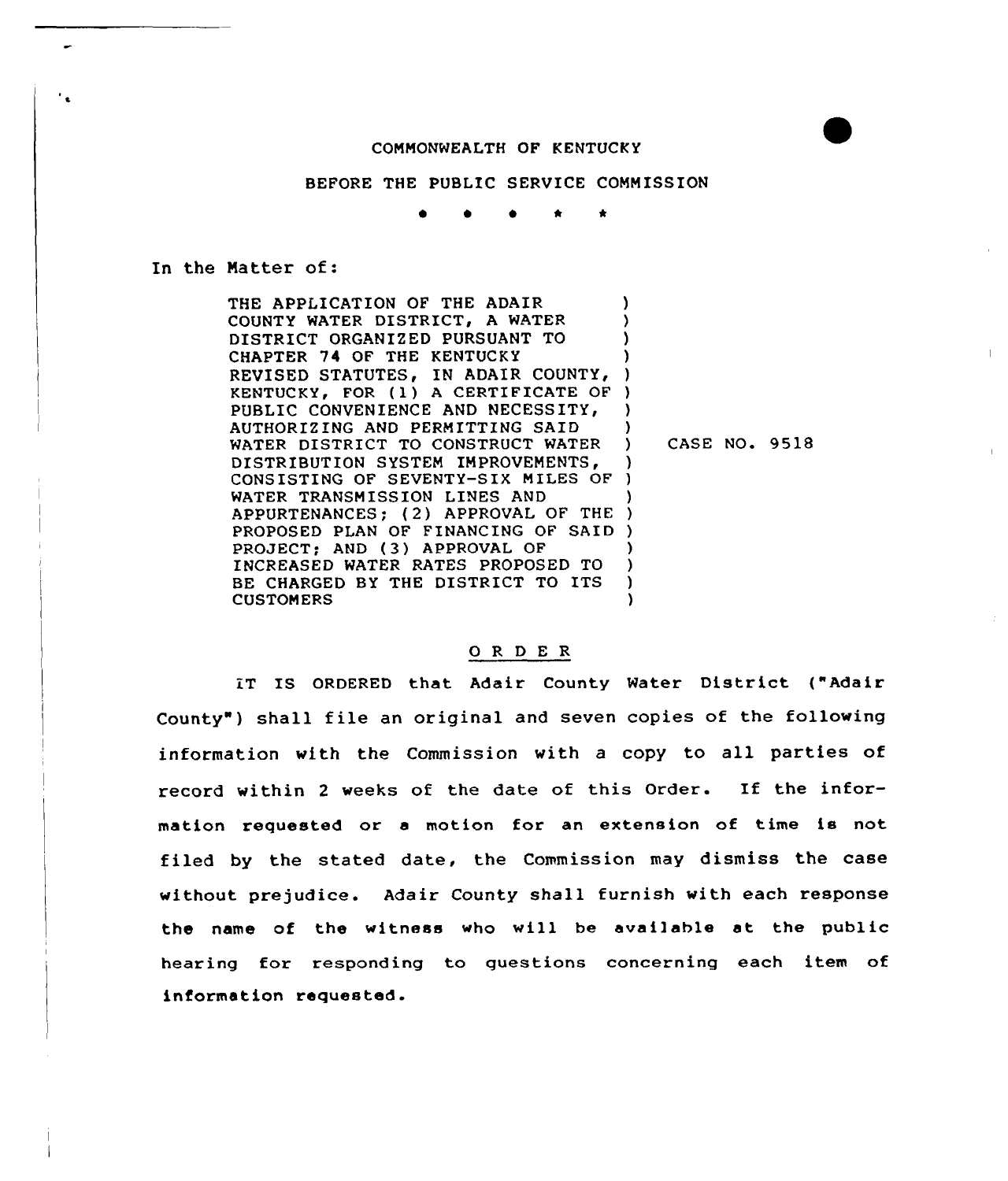COMMONWEALTH OF KENTUCKY

BEFORE THE PUBLIC SERVICE COMMISSION

\* \* \* \* \*

In the Matter of:

| | |
|---|---|
| THE APPLICATION OF THE ADAIR COUNTY WATER DISTRICT, A WATER DISTRICT ORGANIZED PURSUANT TO CHAPTER 74 OF THE KENTUCKY REVISED STATUTES, IN ADAIR COUNTY, KENTUCKY, FOR (1) A CERTIFICATE OF PUBLIC CONVENIENCE AND NECESSITY, AUTHORIZING AND PERMITTING SAID WATER DISTRICT TO CONSTRUCT WATER DISTRIBUTION SYSTEM IMPROVEMENTS, CONSISTING OF SEVENTY-SIX MILES OF WATER TRANSMISSION LINES AND APPURTENANCES; (2) APPROVAL OF THE PROPOSED PLAN OF FINANCING OF SAID PROJECT; AND (3) APPROVAL OF INCREASED WATER RATES PROPOSED TO BE CHARGED BY THE DISTRICT TO ITS CUSTOMERS | CASE NO. 9518 |

## O R D E R

IT IS ORDERED that Adair County Water District ("Adair County") shall file an original and seven copies of the following information with the Commission with a copy to all parties of record within 2 weeks of the date of this Order. If the information requested or a motion for an extension of time is not filed by the stated date, the Commission may dismiss the case without prejudice. Adair County shall furnish with each response the name of the witness who will be available at the public hearing for responding to questions concerning each item of information requested.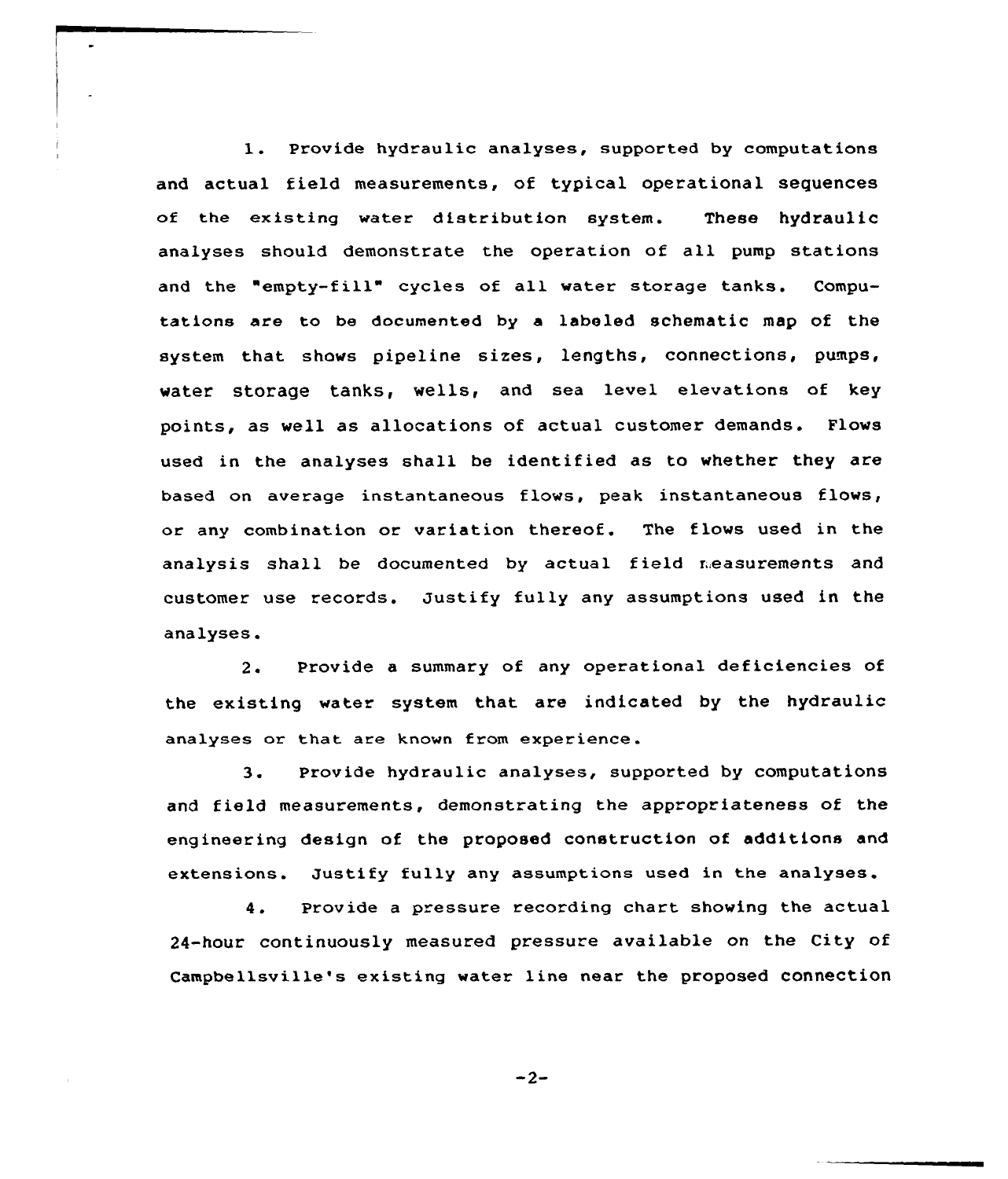1. Provide hydraulic analyses, supported by computations and actual field measurements, of typical operational sequences of the existing water distribution system. These hydraulic analyses should demonstrate the operation of all pump stations and the "empty-fill" cycles of all water storage tanks. Computations are to be documented by a labeled schematic map of the system that shows pipeline sizes, lengths, connections, pumps, water storage tanks, wells, and sea level elevations of key points, as well as allocations of actual customer demands. Flows used in the analyses shall be identified as to whether they are based on average instantaneous flows, peak instantaneous flows, or any combination or variation thereof. The flows used in the analysis shall be documented by actual field measurements and customer use records. Justify fully any assumptions used in the analyses.

2. Provide a summary of any operational deficiencies of the existing water system that are indicated by the hydraulic analyses or that are known from experience.

3. Provide hydraulic analyses, supported by computations and field measurements, demonstrating the appropriateness of the engineering design of the proposed construction of additions and extensions. Justify fully any assumptions used in the analyses.

4. Provide a pressure recording chart showing the actual 24-hour continuously measured pressure available on the City of Campbellsville's existing water line near the proposed connection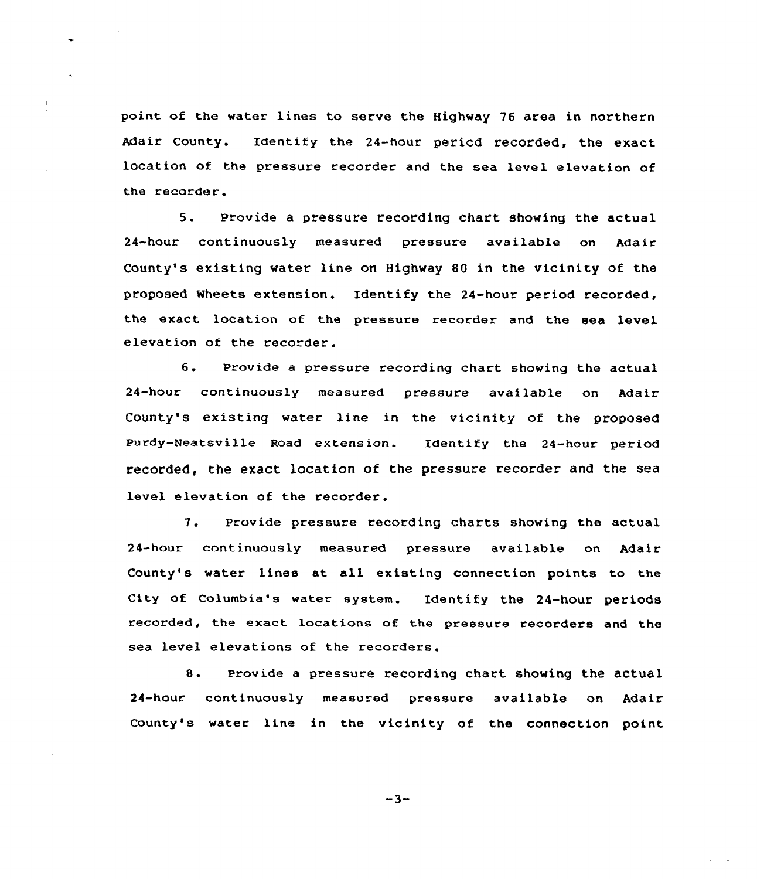point of the water lines to serve the Highway 76 area in northern Adair County. Identify the 24-hour pericd recorded, the exact location of the pressure recorder and the sea level elevation of the recorder.

5. Provide a pressure recording chart showing the actual 24-hour continuously measured pressure available on Adair County's existing water line on Highway 80 in the vicinity of the proposed Wheets extension. Identify the 24-hour period recorded, the exact location of the pressure recorder and the sea level elevation of the recorder.

6. Provide a pressure recording chart showing the actual 24-hour continuously measured pressure available on Adair County's existing water line in the vicinity of the proposed Purdy-Neatsville Road extension. Identify the 24-hour period recorded, the exact location of the pressure recorder and the sea level elevation of the recorder.

7. Provide pressure recording charts showing the actual 24-hour continuously measured pressure available on Adair County's water lines at all existing connection points to the City of Columbia's water system. Identify the 24-hour periods recorded, the exact locations of the pressure recorders and the sea level elevations of the recorders.

8. Provide a pressure recording chart showing the actual 24-hour continuously measured pressure available on Adair County's water line in the vicinity of the connection point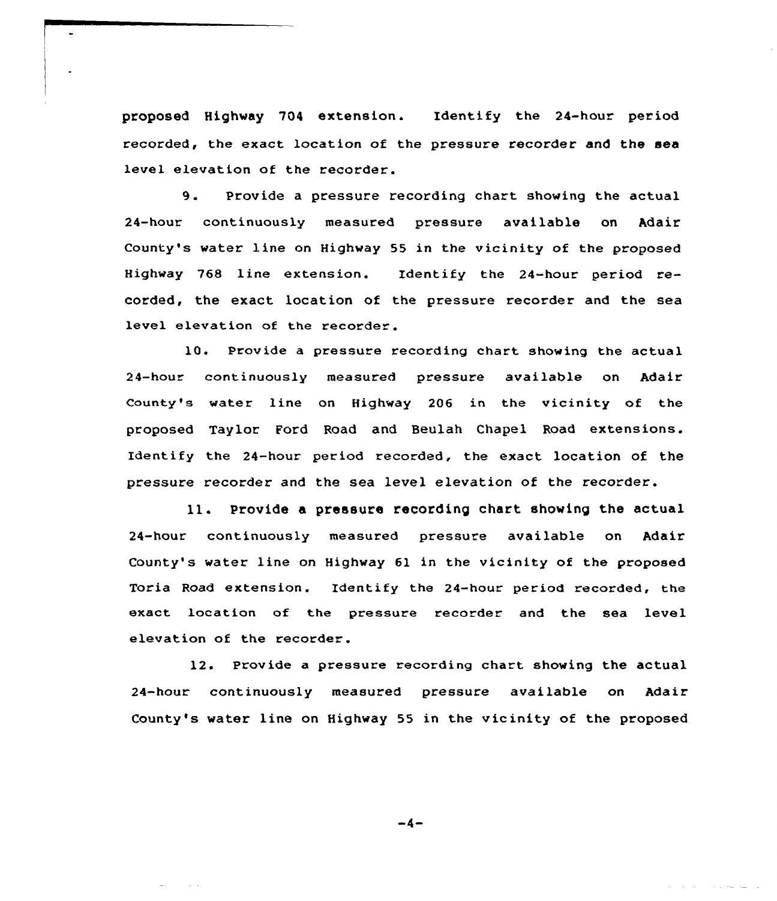proposed Highway 704 extension. Identify the 24-hour period recorded, the exact location of the pressure recorder and the sea level elevation of the recorder.

9. Provide a pressure recording chart showing the actual 24-hour continuously measured pressure available on Adair County's water line on Highway 55 in the vicinity of the proposed Highway 768 line extension. Identify the 24-hour period recorded, the exact location of the pressure recorder and the sea level elevation of the recorder.

10. Provide a pressure recording chart showing the actual 24-hour continuously measured pressure available on Adair County's water line on Highway 206 in the vicinity of the proposed Taylor Ford Road and Beulah Chapel Road extensions. Identify the 24-hour period recorded, the exact location of the pressure recorder and the sea level elevation of the recorder.

11. Provide a pressure recording chart showing the actual 24-hour continuously measured pressure available on Adair County's water line on Highway 61 in the vicinity of the proposed Toria Road extension. Identify the 24-hour period recorded, the exact location of the pressure recorder and the sea level elevation of the recorder.

12. Provide a pressure recording chart showing the actual 24-hour continuously measured pressure available on Adair County's water line on Highway 55 in the vicinity of the proposed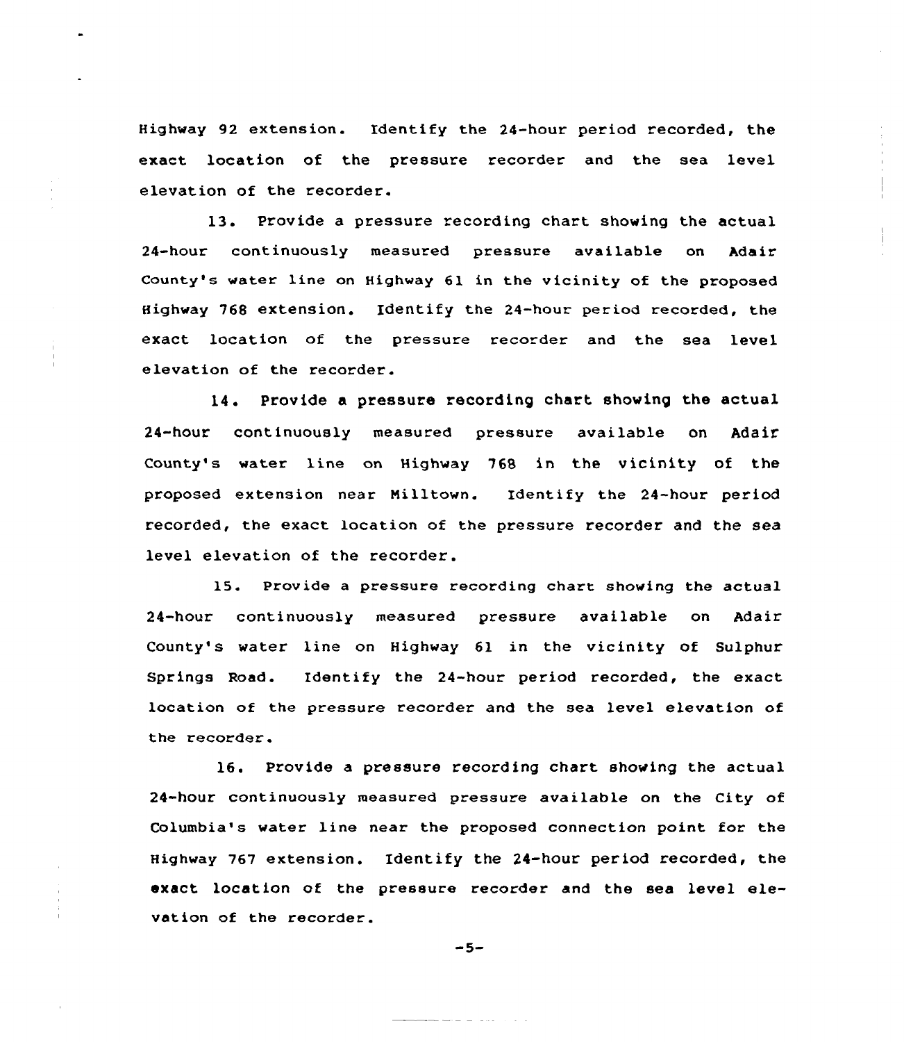Highway 92 extension. Identify the 24-hour period recorded, the exact location of the pressure recorder and the sea level elevation of the recorder.

13. Provide a pressure recording chart showing the actual 24-hour continuously measured pressure available on Adair County's water line on Highway 61 in the vicinity of the proposed Highway 768 extension. Identify the 24-hour period recorded, the exact location of the pressure recorder and the sea level elevation of the recorder.

14. Provide a pressure recording chart showing the actual 24-hour continuously measured pressure available on Adair County's water line on Highway 768 in the vicinity of the proposed extension near Milltown. Identify the 24-hour period recorded, the exact location of the pressure recorder and the sea level elevation of the recorder.

15. Provide a pressure recording chart showing the actual 24-hour continuously measured pressure available on Adair County's water line on Highway 61 in the vicinity of Sulphur Springs Road. Identify the 24-hour period recorded, the exact location of the pressure recorder and the sea level elevation of the recorder.

16. Provide a pressure recording chart showing the actual 24-hour continuously measured pressure available on the City of Columbia's water line near the proposed connection point for the Highway 767 extension. Identify the 24-hour period recorded, the exact location of the pressure recorder and the sea level elevation of the recorder.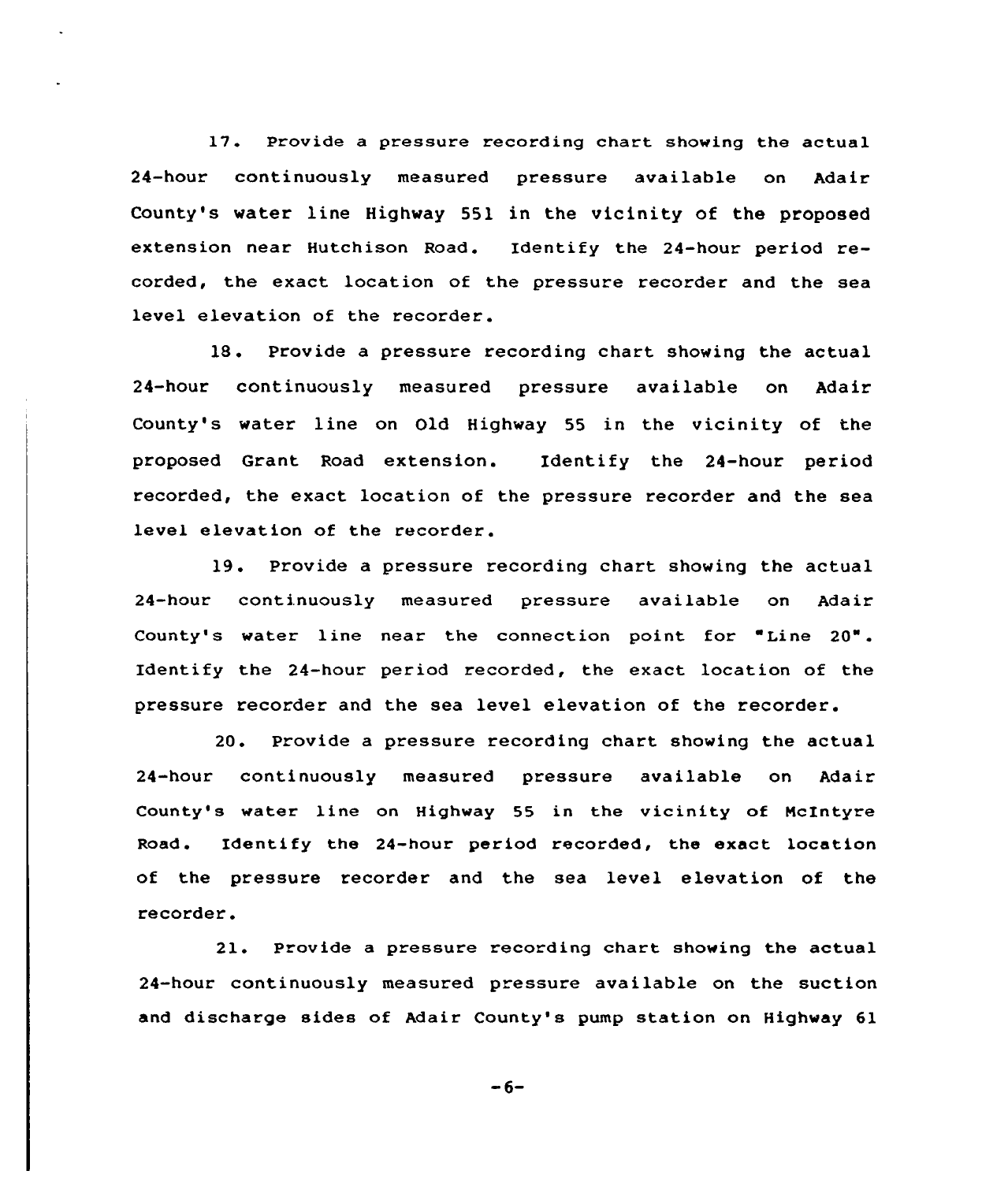17. Provide a pressure recording chart showing the actual 24-hour continuously measured pressure available on Adair County's water line Highway 551 in the vicinity of the proposed extension near Hutchison Road. Identify the 24-hour period recorded, the exact location of the pressure recorder and the sea level elevation of the recorder.

18. Provide a pressure recording chart showing the actual 24-hour continuously measured pressure available on Adair County's water line on Old Highway 55 in the vicinity of the proposed Grant Road extension. Identify the 24-hour period recorded, the exact location of the pressure recorder and the sea level elevation of the recorder.

19. Provide a pressure recording chart showing the actual 24-hour continuously measured pressure available on Adair County's water line near the connection point for "Line 20". Identify the 24-hour period recorded, the exact location of the pressure recorder and the sea level elevation of the recorder.

20. Provide a pressure recording chart showing the actual 24-hour continuously measured pressure available on Adair County's water line on Highway 55 in the vicinity of McIntyre Road. Identify the 24-hour period recorded, the exact location of the pressure recorder and the sea level elevation of the recorder.

21. Provide a pressure recording chart showing the actual 24-hour continuously measured pressure available on the suction and discharge sides of Adair County's pump station on Highway 61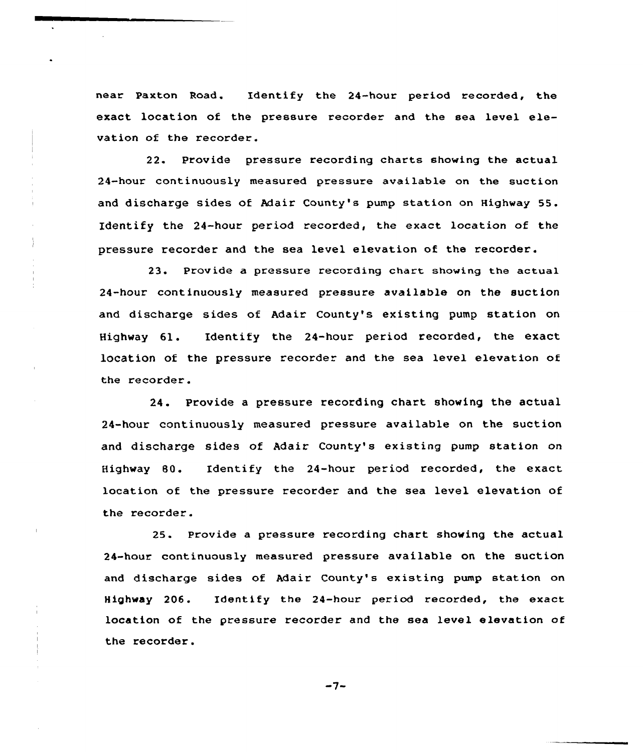near Paxton Road. Identify the 24-hour period recorded, the exact location of the pressure recorder and the sea level elevation of the recorder.

22. Provide pressure recording charts showing the actual 24-hour continuously measured pressure available on the suction and discharge sides of Adair County's pump station on Highway 55. Identify the 24-hour period recorded, the exact location of the pressure recorder and the sea level elevation of the recorder.

23. Provide a pressure recording chart showing the actual 24-hour continuously measured pressure available on the suction and discharge sides of Adair County's existing pump station on Highway 61. Identify the 24-hour period recorded, the exact location of the pressure recorder and the sea level elevation of the recorder.

24. Provide a pressure recording chart showing the actual 24-hour continuously measured pressure available on the suction and discharge sides of Adair County's existing pump station on Highway 80. Identify the 24-hour period recorded, the exact location of the pressure recorder and the sea level elevation of the recorder.

25. Provide a pressure recording chart showing the actual 24-hour continuously measured pressure available on the suction and discharge sides of Adair County's existing pump station on Highway 206. Identify the 24-hour period recorded, the exact location of the pressure recorder and the sea level elevation of the recorder.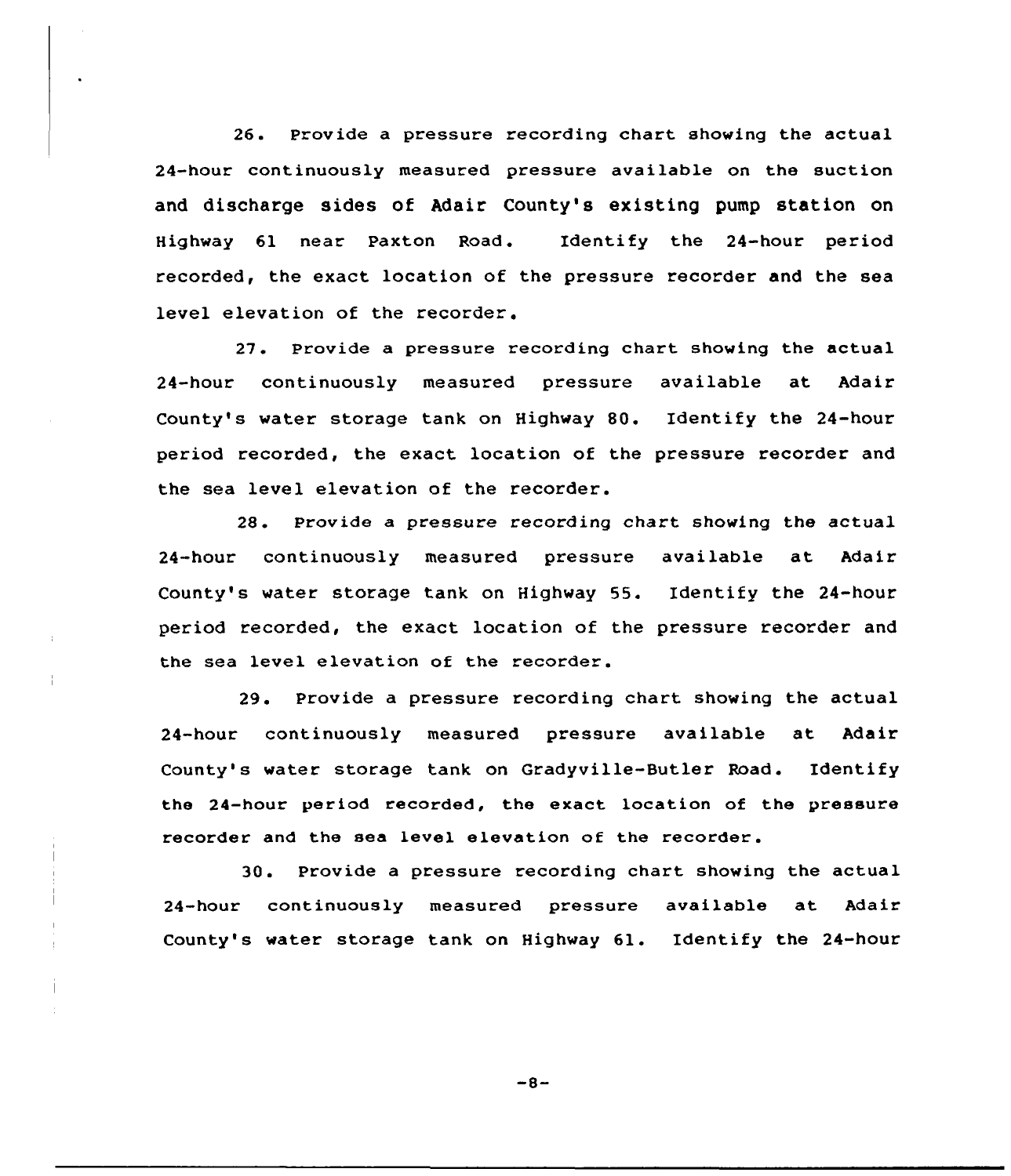26. Provide a pressure recording chart showing the actual 24-hour continuously measured pressure available on the suction and discharge sides of Adair County's existing pump station on Highway 61 near Paxton Road. Identify the 24-hour period recorded, the exact location of the pressure recorder and the sea level elevation of the recorder.

27. Provide a pressure recording chart showing the actual 24-hour continuously measured pressure available at Adair County's water storage tank on Highway 80. Identify the 24-hour period recorded, the exact location of the pressure recorder and the sea level elevation of the recorder.

28. Provide a pressure recording chart showing the actual 24-hour continuously measured pressure available at Adair County's water storage tank on Highway 55. Identify the 24-hour period recorded, the exact location of the pressure recorder and the sea level elevation of the recorder.

29. Provide a pressure recording chart showing the actual 24-hour continuously measured pressure available at Adair County's water storage tank on Gradyville-Butler Road. Identify the 24-hour period recorded, the exact location of the pressure recorder and the sea level elevation of the recorder.

30. Provide a pressure recording chart showing the actual 24-hour continuously measured pressure available at Adair County's water storage tank on Highway 61. Identify the 24-hour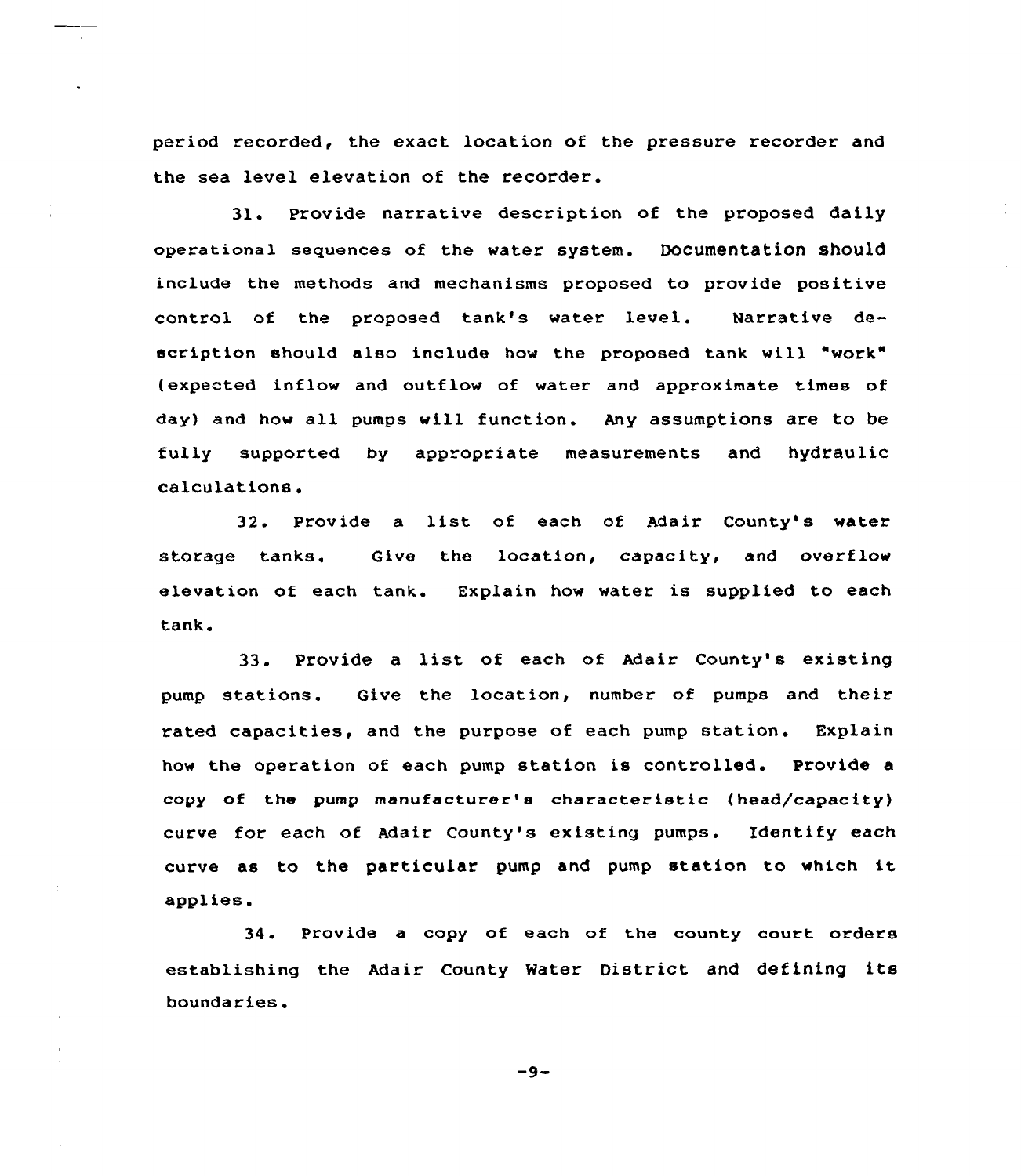period recorded, the exact location of the pressure recorder and the sea level elevation of the recorder.

31. Provide narrative description of the proposed daily operational sequences of the water system. Documentation should include the methods and mechanisms proposed to provide positive control of the proposed tank's water level. Narrative description should also include how the proposed tank will "work" (expected inflow and outflow of water and approximate times of day) and how all pumps will function. Any assumptions are to be fully supported by appropriate measurements and hydraulic calculations.

32. Provide a list of each of Adair County's water storage tanks. Give the location, capacity, and overflow elevation of each tank. Explain how water is supplied to each tank.

33. Provide a list of each of Adair County's existing pump stations. Give the location, number of pumps and their rated capacities, and the purpose of each pump station. Explain how the operation of each pump station is controlled. Provide a copy of the pump manufacturer's characteristic (head/capacity) curve for each of Adair County's existing pumps. Identify each curve as to the particular pump and pump station to which it applies.

34. Provide a copy of each of the county court orders establishing the Adair County Water District and defining its boundaries.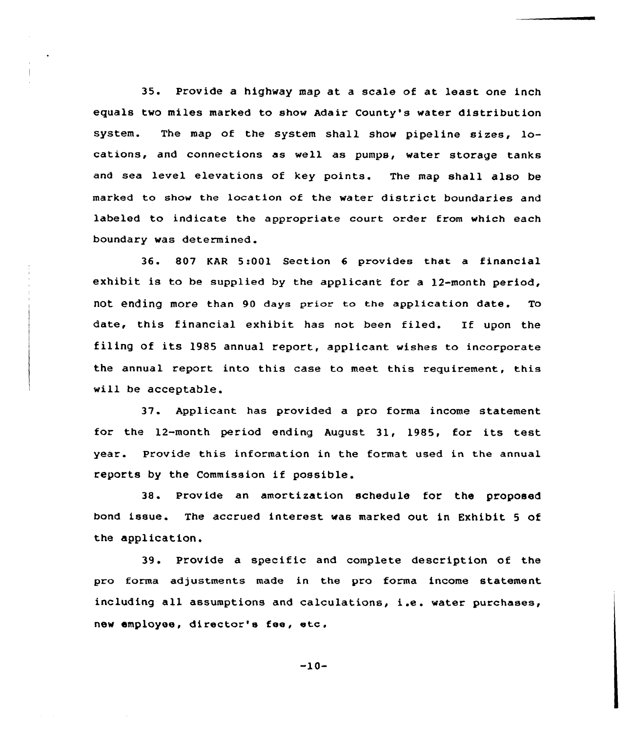35. Provide a highway map at a scale of at least one inch equals two miles marked to show Adair County's water distribution system. The map of the system shall show pipeline sizes, locations, and connections as well as pumps, water storage tanks and sea level elevations of key points. The map shall also be marked to show the location of the water district boundaries and labeled to indicate the appropriate court order from which each boundary was determined.

36. 807 KAR 5:001 Section 6 provides that a financial exhibit is to be supplied by the applicant for a 12-month period, not ending more than 90 days prior to the application date. To date, this financial exhibit has not been filed. If upon the filing of its 1985 annual report, applicant wishes to incorporate the annual report into this case to meet this requirement, this will be acceptable.

37. Applicant has provided a pro forma income statement for the 12-month period ending August 31, 1985, for its test year. Provide this information in the format used in the annual reports by the Commission if possible.

38. Provide an amortization schedule for the proposed bond issue. The accrued interest was marked out in Exhibit 5 of the application.

39. Provide a specific and complete description of the pro forma adjustments made in the pro forma income statement including all assumptions and calculations, i.e. water purchases, new employee, director's fee, etc.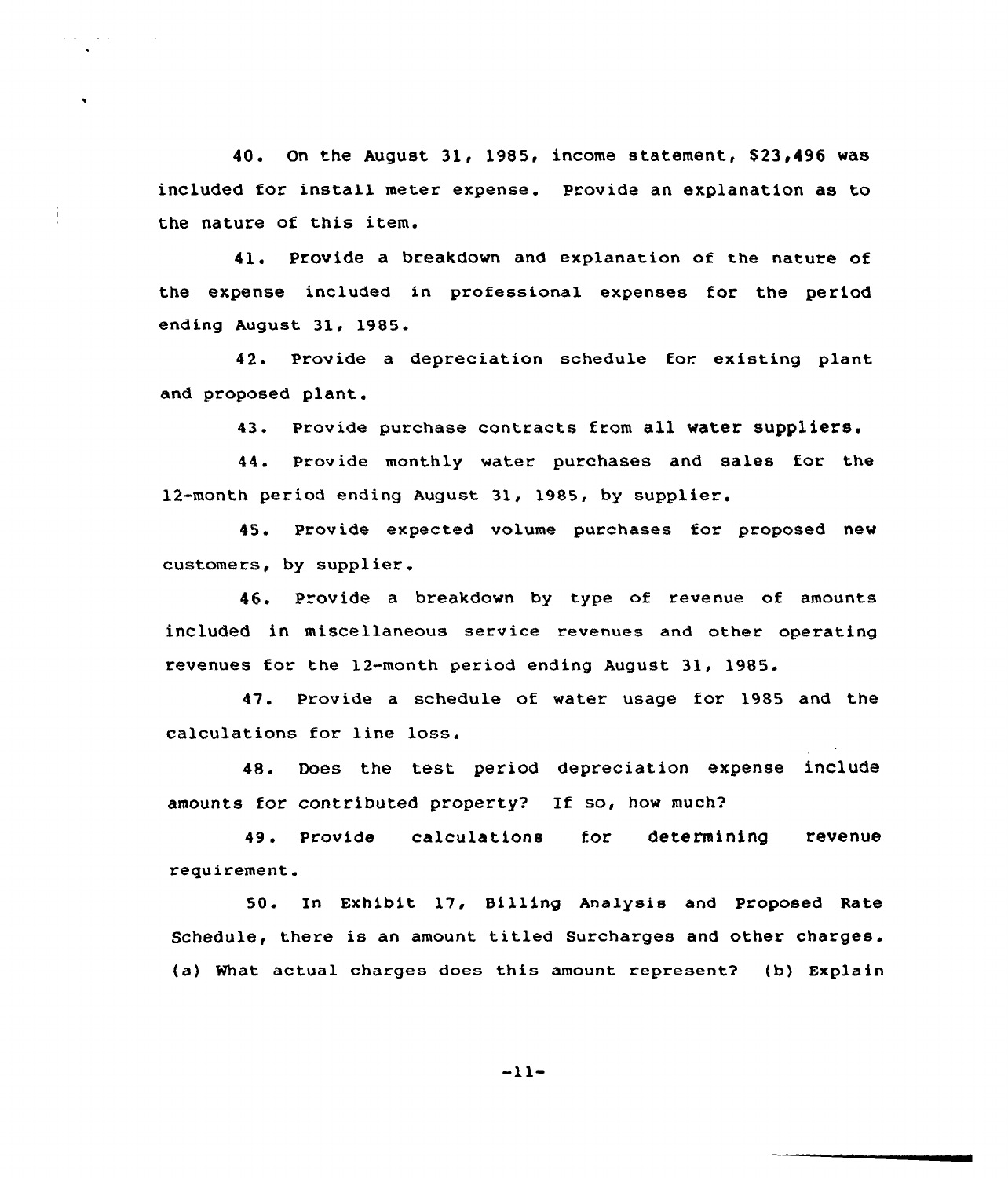40. On the August 31, 1985, income statement, $23,496 was included for install meter expense. Provide an explanation as to the nature of this item.

41. Provide a breakdown and explanation of the nature of the expense included in professional expenses for the period ending August 31, 1985.

42. Provide a depreciation schedule for existing plant and proposed plant.

43. Provide purchase contracts from all water suppliers.

44. Provide monthly water purchases and sales for the 12-month period ending August 31, 1985, by supplier.

45. Provide expected volume purchases for proposed new customers, by supplier.

46. Provide a breakdown by type of revenue of amounts included in miscellaneous service revenues and other operating revenues for the 12-month period ending August 31, 1985.

47. Provide a schedule of water usage for 1985 and the calculations for line loss.

48. Does the test period depreciation expense include amounts for contributed property? If so, how much?

49. Provide calculations for determining revenue requirement.

50. In Exhibit 17, Billing Analysis and Proposed Rate Schedule, there is an amount titled Surcharges and other charges. (a) What actual charges does this amount represent? (b) Explain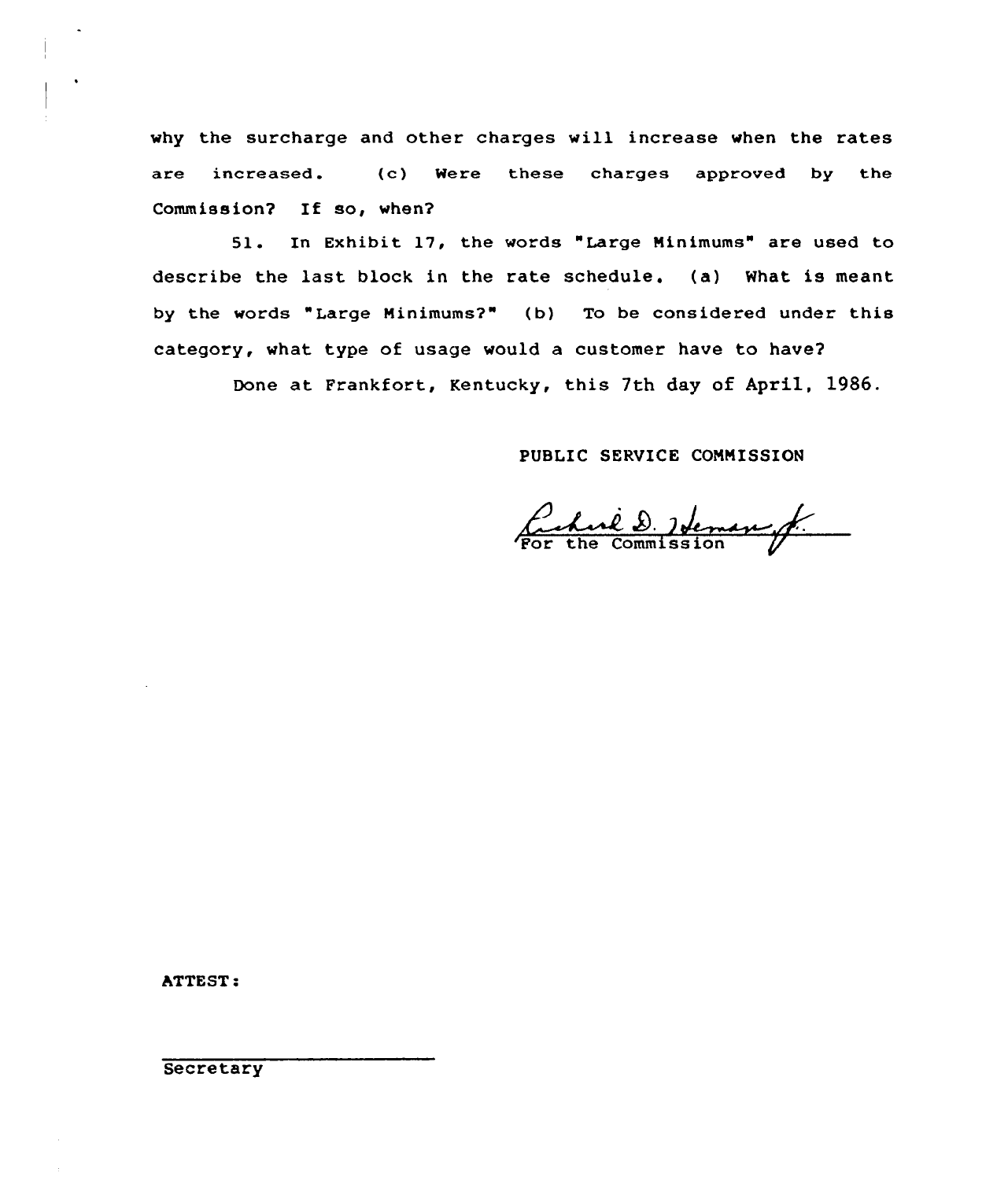why the surcharge and other charges will increase when the rates are increased. (c) Were these charges approved by the Commission? If so, when?

51. In Exhibit 17, the words "Large Minimums" are used to describe the last block in the rate schedule. (a) What is meant by the words "Large Minimums?" (b) To be considered under this category, what type of usage would a customer have to have?

Done at Frankfort, Kentucky, this 7th day of April, 1986.

PUBLIC SERVICE COMMISSION

For the Commission

ATTEST:

Secretary